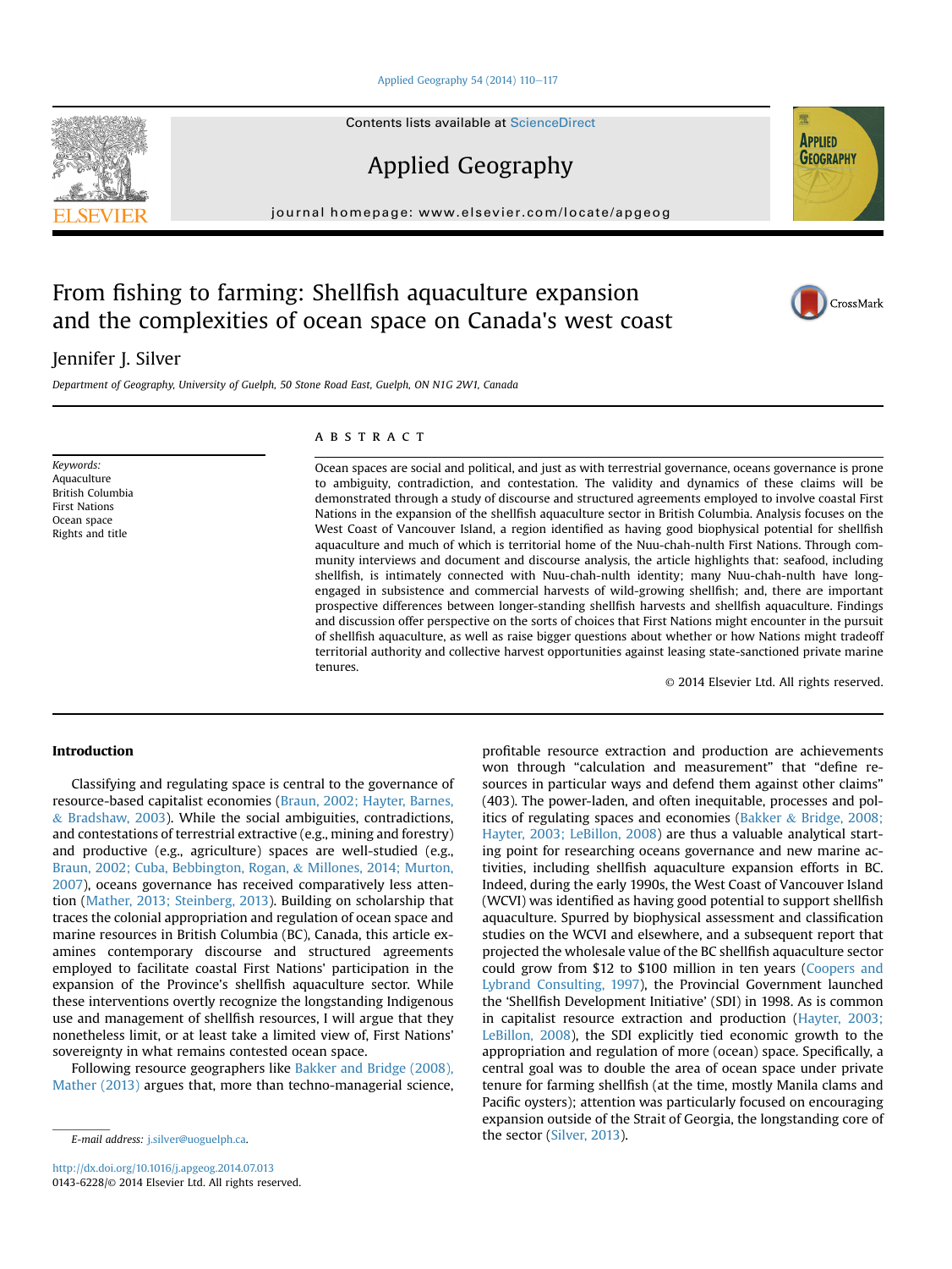# From fishing to farming: Shellfish aquaculture expansion and the complexities of ocean space on Canada's west coast

Jennifer J. Silver

*Department of Geography, University of Guelph, 50 Stone Road East, Guelph, ON N1G 2W1, Canada*

*Keywords:*
Aquaculture
British Columbia
First Nations
Ocean space
Rights and title

## ABSTRACT

Ocean spaces are social and political, and just as with terrestrial governance, oceans governance is prone to ambiguity, contradiction, and contestation. The validity and dynamics of these claims will be demonstrated through a study of discourse and structured agreements employed to involve coastal First Nations in the expansion of the shellfish aquaculture sector in British Columbia. Analysis focuses on the West Coast of Vancouver Island, a region identified as having good biophysical potential for shellfish aquaculture and much of which is territorial home of the Nuu-chah-nulth First Nations. Through community interviews and document and discourse analysis, the article highlights that: seafood, including shellfish, is intimately connected with Nuu-chah-nulth identity; many Nuu-chah-nulth have long-engaged in subsistence and commercial harvests of wild-growing shellfish; and, there are important prospective differences between longer-standing shellfish harvests and shellfish aquaculture. Findings and discussion offer perspective on the sorts of choices that First Nations might encounter in the pursuit of shellfish aquaculture, as well as raise bigger questions about whether or how Nations might tradeoff territorial authority and collective harvest opportunities against leasing state-sanctioned private marine tenures.

© 2014 Elsevier Ltd. All rights reserved.

## Introduction

Classifying and regulating space is central to the governance of resource-based capitalist economies (Braun, 2002; Hayter, Barnes, & Bradshaw, 2003). While the social ambiguities, contradictions, and contestations of terrestrial extractive (e.g., mining and forestry) and productive (e.g., agriculture) spaces are well-studied (e.g., Braun, 2002; Cuba, Bebbington, Rogan, & Millones, 2014; Murton, 2007), oceans governance has received comparatively less attention (Mather, 2013; Steinberg, 2013). Building on scholarship that traces the colonial appropriation and regulation of ocean space and marine resources in British Columbia (BC), Canada, this article examines contemporary discourse and structured agreements employed to facilitate coastal First Nations' participation in the expansion of the Province's shellfish aquaculture sector. While these interventions overtly recognize the longstanding Indigenous use and management of shellfish resources, I will argue that they nonetheless limit, or at least take a limited view of, First Nations' sovereignty in what remains contested ocean space.

Following resource geographers like Bakker and Bridge (2008), Mather (2013) argues that, more than techno-managerial science, profitable resource extraction and production are achievements won through "calculation and measurement" that "define resources in particular ways and defend them against other claims" (403). The power-laden, and often inequitable, processes and politics of regulating spaces and economies (Bakker & Bridge, 2008; Hayter, 2003; LeBillon, 2008) are thus a valuable analytical starting point for researching oceans governance and new marine activities, including shellfish aquaculture expansion efforts in BC. Indeed, during the early 1990s, the West Coast of Vancouver Island (WCVI) was identified as having good potential to support shellfish aquaculture. Spurred by biophysical assessment and classification studies on the WCVI and elsewhere, and a subsequent report that projected the wholesale value of the BC shellfish aquaculture sector could grow from \$12 to \$100 million in ten years (Coopers and Lybrand Consulting, 1997), the Provincial Government launched the 'Shellfish Development Initiative' (SDI) in 1998. As is common in capitalist resource extraction and production (Hayter, 2003; LeBillon, 2008), the SDI explicitly tied economic growth to the appropriation and regulation of more (ocean) space. Specifically, a central goal was to double the area of ocean space under private tenure for farming shellfish (at the time, mostly Manila clams and Pacific oysters); attention was particularly focused on encouraging expansion outside of the Strait of Georgia, the longstanding core of the sector (Silver, 2013).

E-mail address: j.silver@uoguelph.ca.

http://dx.doi.org/10.1016/j.apgeog.2014.07.013
0143-6228/© 2014 Elsevier Ltd. All rights reserved.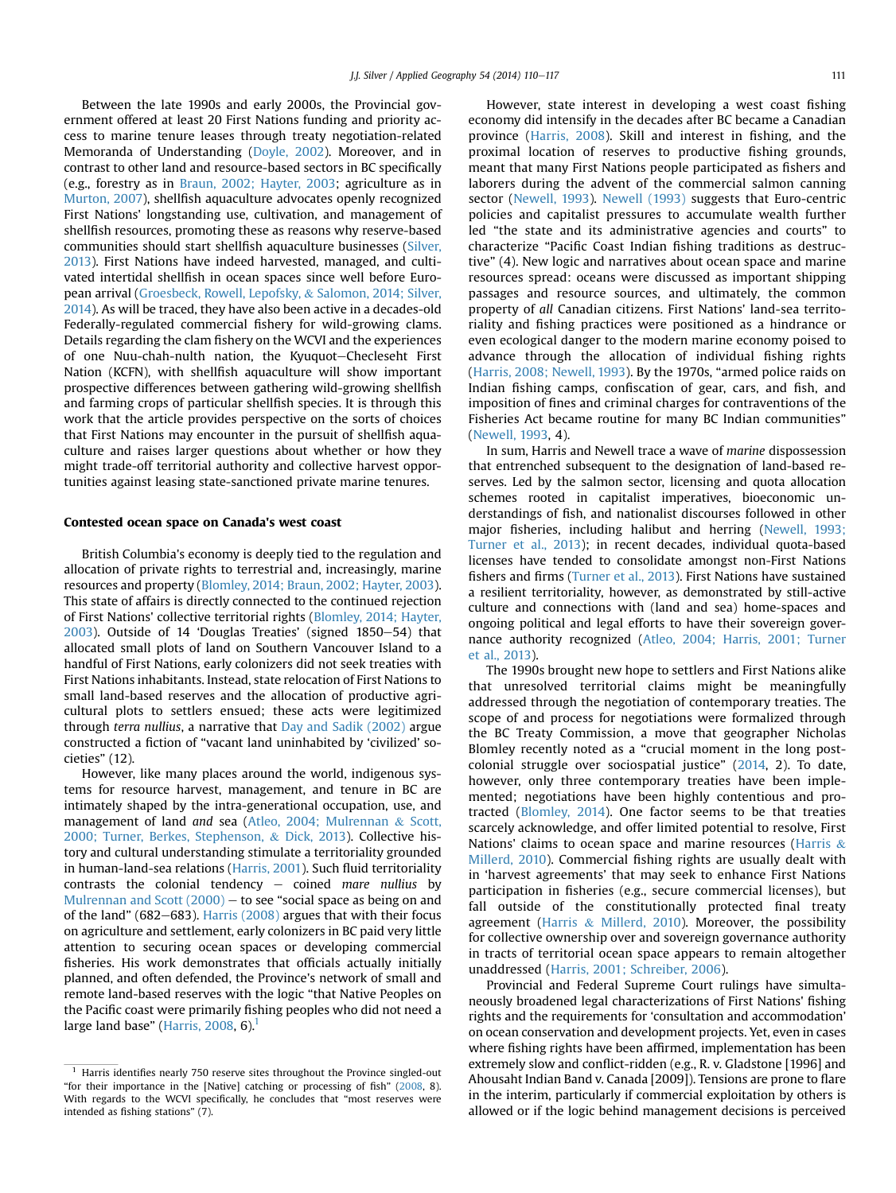Between the late 1990s and early 2000s, the Provincial government offered at least 20 First Nations funding and priority access to marine tenure leases through treaty negotiation-related Memoranda of Understanding (Doyle, 2002). Moreover, and in contrast to other land and resource-based sectors in BC specifically (e.g., forestry as in Braun, 2002; Hayter, 2003; agriculture as in Murton, 2007), shellfish aquaculture advocates openly recognized First Nations' longstanding use, cultivation, and management of shellfish resources, promoting these as reasons why reserve-based communities should start shellfish aquaculture businesses (Silver, 2013). First Nations have indeed harvested, managed, and cultivated intertidal shellfish in ocean spaces since well before European arrival (Groesbeck, Rowell, Lepofsky, & Salomon, 2014; Silver, 2014). As will be traced, they have also been active in a decades-old Federally-regulated commercial fishery for wild-growing clams. Details regarding the clam fishery on the WCVI and the experiences of one Nuu-chah-nulth nation, the Kyuquot–Checleseht First Nation (KCFN), with shellfish aquaculture will show important prospective differences between gathering wild-growing shellfish and farming crops of particular shellfish species. It is through this work that the article provides perspective on the sorts of choices that First Nations may encounter in the pursuit of shellfish aquaculture and raises larger questions about whether or how they might trade-off territorial authority and collective harvest opportunities against leasing state-sanctioned private marine tenures.

## Contested ocean space on Canada's west coast

British Columbia's economy is deeply tied to the regulation and allocation of private rights to terrestrial and, increasingly, marine resources and property (Blomley, 2014; Braun, 2002; Hayter, 2003). This state of affairs is directly connected to the continued rejection of First Nations' collective territorial rights (Blomley, 2014; Hayter, 2003). Outside of 14 'Douglas Treaties' (signed 1850–54) that allocated small plots of land on Southern Vancouver Island to a handful of First Nations, early colonizers did not seek treaties with First Nations inhabitants. Instead, state relocation of First Nations to small land-based reserves and the allocation of productive agricultural plots to settlers ensued; these acts were legitimized through *terra nullius*, a narrative that Day and Sadik (2002) argue constructed a fiction of "vacant land uninhabited by 'civilized' societies" (12).

However, like many places around the world, indigenous systems for resource harvest, management, and tenure in BC are intimately shaped by the intra-generational occupation, use, and management of land *and* sea (Atleo, 2004; Mulrennan & Scott, 2000; Turner, Berkes, Stephenson, & Dick, 2013). Collective history and cultural understanding stimulate a territoriality grounded in human-land-sea relations (Harris, 2001). Such fluid territoriality contrasts the colonial tendency – coined *mare nullius* by Mulrennan and Scott (2000) – to see "social space as being on and of the land" (682–683). Harris (2008) argues that with their focus on agriculture and settlement, early colonizers in BC paid very little attention to securing ocean spaces or developing commercial fisheries. His work demonstrates that officials actually initially planned, and often defended, the Province's network of small and remote land-based reserves with the logic "that Native Peoples on the Pacific coast were primarily fishing peoples who did not need a large land base" (Harris, 2008, 6).[1]

However, state interest in developing a west coast fishing economy did intensify in the decades after BC became a Canadian province (Harris, 2008). Skill and interest in fishing, and the proximal location of reserves to productive fishing grounds, meant that many First Nations people participated as fishers and laborers during the advent of the commercial salmon canning sector (Newell, 1993). Newell (1993) suggests that Euro-centric policies and capitalist pressures to accumulate wealth further led "the state and its administrative agencies and courts" to characterize "Pacific Coast Indian fishing traditions as destructive" (4). New logic and narratives about ocean space and marine resources spread: oceans were discussed as important shipping passages and resource sources, and ultimately, the common property of *all* Canadian citizens. First Nations' land-sea territoriality and fishing practices were positioned as a hindrance or even ecological danger to the modern marine economy poised to advance through the allocation of individual fishing rights (Harris, 2008; Newell, 1993). By the 1970s, "armed police raids on Indian fishing camps, confiscation of gear, cars, and fish, and imposition of fines and criminal charges for contraventions of the Fisheries Act became routine for many BC Indian communities" (Newell, 1993, 4).

In sum, Harris and Newell trace a wave of *marine* dispossession that entrenched subsequent to the designation of land-based reserves. Led by the salmon sector, licensing and quota allocation schemes rooted in capitalist imperatives, bioeconomic understandings of fish, and nationalist discourses followed in other major fisheries, including halibut and herring (Newell, 1993; Turner et al., 2013); in recent decades, individual quota-based licenses have tended to consolidate amongst non-First Nations fishers and firms (Turner et al., 2013). First Nations have sustained a resilient territoriality, however, as demonstrated by still-active culture and connections with (land and sea) home-spaces and ongoing political and legal efforts to have their sovereign governance authority recognized (Atleo, 2004; Harris, 2001; Turner et al., 2013).

The 1990s brought new hope to settlers and First Nations alike that unresolved territorial claims might be meaningfully addressed through the negotiation of contemporary treaties. The scope of and process for negotiations were formalized through the BC Treaty Commission, a move that geographer Nicholas Blomley recently noted as a "crucial moment in the long post-colonial struggle over sociospatial justice" (2014, 2). To date, however, only three contemporary treaties have been implemented; negotiations have been highly contentious and protracted (Blomley, 2014). One factor seems to be that treaties scarcely acknowledge, and offer limited potential to resolve, First Nations' claims to ocean space and marine resources (Harris & Millerd, 2010). Commercial fishing rights are usually dealt with in 'harvest agreements' that may seek to enhance First Nations participation in fisheries (e.g., secure commercial licenses), but fall outside of the constitutionally protected final treaty agreement (Harris & Millerd, 2010). Moreover, the possibility for collective ownership over and sovereign governance authority in tracts of territorial ocean space appears to remain altogether unaddressed (Harris, 2001; Schreiber, 2006).

Provincial and Federal Supreme Court rulings have simultaneously broadened legal characterizations of First Nations' fishing rights and the requirements for 'consultation and accommodation' on ocean conservation and development projects. Yet, even in cases where fishing rights have been affirmed, implementation has been extremely slow and conflict-ridden (e.g., R. v. Gladstone [1996] and Ahousaht Indian Band v. Canada [2009]). Tensions are prone to flare in the interim, particularly if commercial exploitation by others is allowed or if the logic behind management decisions is perceived

[1] Harris identifies nearly 750 reserve sites throughout the Province singled-out "for their importance in the [Native] catching or processing of fish" (2008, 8). With regards to the WCVI specifically, he concludes that "most reserves were intended as fishing stations" (7).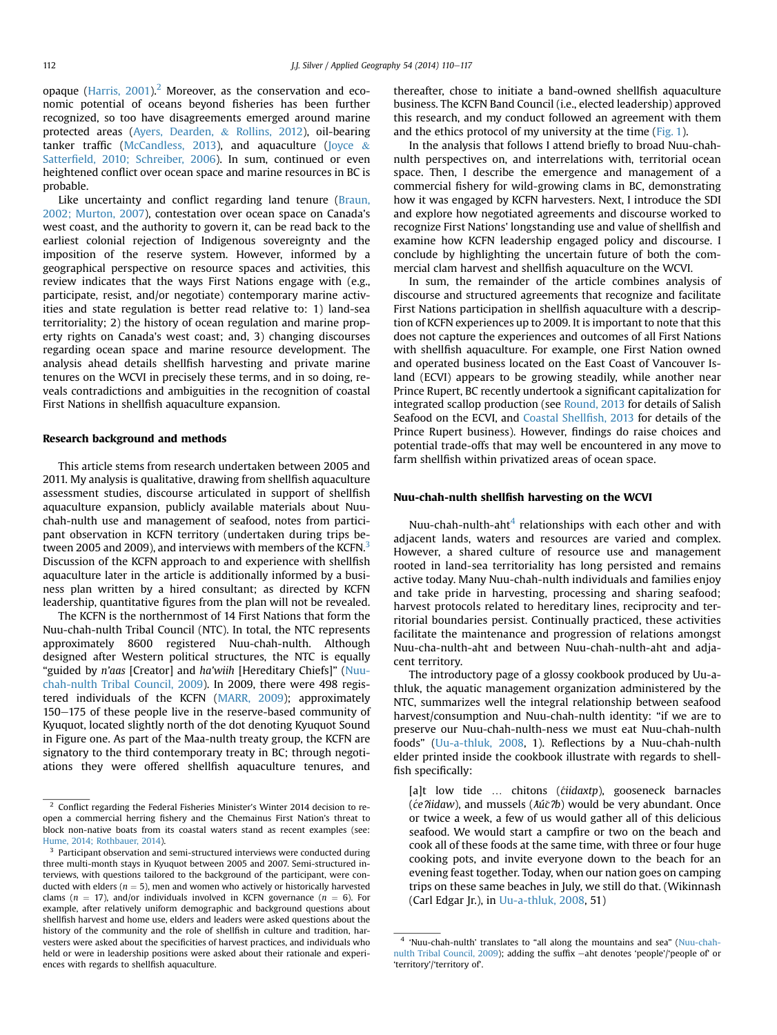opaque (Harris, 2001).[2] Moreover, as the conservation and economic potential of oceans beyond fisheries has been further recognized, so too have disagreements emerged around marine protected areas (Ayers, Dearden, & Rollins, 2012), oil-bearing tanker traffic (McCandless, 2013), and aquaculture (Joyce & Satterfield, 2010; Schreiber, 2006). In sum, continued or even heightened conflict over ocean space and marine resources in BC is probable.

Like uncertainty and conflict regarding land tenure (Braun, 2002; Murton, 2007), contestation over ocean space on Canada's west coast, and the authority to govern it, can be read back to the earliest colonial rejection of Indigenous sovereignty and the imposition of the reserve system. However, informed by a geographical perspective on resource spaces and activities, this review indicates that the ways First Nations engage with (e.g., participate, resist, and/or negotiate) contemporary marine activities and state regulation is better read relative to: 1) land-sea territoriality; 2) the history of ocean regulation and marine property rights on Canada's west coast; and, 3) changing discourses regarding ocean space and marine resource development. The analysis ahead details shellfish harvesting and private marine tenures on the WCVI in precisely these terms, and in so doing, reveals contradictions and ambiguities in the recognition of coastal First Nations in shellfish aquaculture expansion.

## Research background and methods

This article stems from research undertaken between 2005 and 2011. My analysis is qualitative, drawing from shellfish aquaculture assessment studies, discourse articulated in support of shellfish aquaculture expansion, publicly available materials about Nuu-chah-nulth use and management of seafood, notes from participant observation in KCFN territory (undertaken during trips between 2005 and 2009), and interviews with members of the KCFN.[3] Discussion of the KCFN approach to and experience with shellfish aquaculture later in the article is additionally informed by a business plan written by a hired consultant; as directed by KCFN leadership, quantitative figures from the plan will not be revealed.

The KCFN is the northernmost of 14 First Nations that form the Nuu-chah-nulth Tribal Council (NTC). In total, the NTC represents approximately 8600 registered Nuu-chah-nulth. Although designed after Western political structures, the NTC is equally "guided by *n'aas* [Creator] and *ha'wiih* [Hereditary Chiefs]" (Nuu-chah-nulth Tribal Council, 2009). In 2009, there were 498 registered individuals of the KCFN (MARR, 2009); approximately 150–175 of these people live in the reserve-based community of Kyuquot, located slightly north of the dot denoting Kyuquot Sound in Figure one. As part of the Maa-nulth treaty group, the KCFN are signatory to the third contemporary treaty in BC; through negotiations they were offered shellfish aquaculture tenures, and thereafter, chose to initiate a band-owned shellfish aquaculture business. The KCFN Band Council (i.e., elected leadership) approved this research, and my conduct followed an agreement with them and the ethics protocol of my university at the time (Fig. 1).

In the analysis that follows I attend briefly to broad Nuu-chah-nulth perspectives on, and interrelations with, territorial ocean space. Then, I describe the emergence and management of a commercial fishery for wild-growing clams in BC, demonstrating how it was engaged by KCFN harvesters. Next, I introduce the SDI and explore how negotiated agreements and discourse worked to recognize First Nations' longstanding use and value of shellfish and examine how KCFN leadership engaged policy and discourse. I conclude by highlighting the uncertain future of both the commercial clam harvest and shellfish aquaculture on the WCVI.

In sum, the remainder of the article combines analysis of discourse and structured agreements that recognize and facilitate First Nations participation in shellfish aquaculture with a description of KCFN experiences up to 2009. It is important to note that this does not capture the experiences and outcomes of all First Nations with shellfish aquaculture. For example, one First Nation owned and operated business located on the East Coast of Vancouver Island (ECVI) appears to be growing steadily, while another near Prince Rupert, BC recently undertook a significant capitalization for integrated scallop production (see Round, 2013 for details of Salish Seafood on the ECVI, and Coastal Shellfish, 2013 for details of the Prince Rupert business). However, findings do raise choices and potential trade-offs that may well be encountered in any move to farm shellfish within privatized areas of ocean space.

## Nuu-chah-nulth shellfish harvesting on the WCVI

Nuu-chah-nulth-aht[4] relationships with each other and with adjacent lands, waters and resources are varied and complex. However, a shared culture of resource use and management rooted in land-sea territoriality has long persisted and remains active today. Many Nuu-chah-nulth individuals and families enjoy and take pride in harvesting, processing and sharing seafood; harvest protocols related to hereditary lines, reciprocity and territorial boundaries persist. Continually practiced, these activities facilitate the maintenance and progression of relations amongst Nuu-cha-nulth-aht and between Nuu-chah-nulth-aht and adjacent territory.

The introductory page of a glossy cookbook produced by Uu-a-thluk, the aquatic management organization administered by the NTC, summarizes well the integral relationship between seafood harvest/consumption and Nuu-chah-nulth identity: "if we are to preserve our Nuu-chah-nulth-ness we must eat Nuu-chah-nulth foods" (Uu-a-thluk, 2008, 1). Reflections by a Nuu-chah-nulth elder printed inside the cookbook illustrate with regards to shellfish specifically:

> [a]t low tide … chitons (*ćiidaxtp*), gooseneck barnacles (*ćeʔiidaw*), and mussels (*ƛúc̓ʔb*) would be very abundant. Once or twice a week, a few of us would gather all of this delicious seafood. We would start a campfire or two on the beach and cook all of these foods at the same time, with three or four huge cooking pots, and invite everyone down to the beach for an evening feast together. Today, when our nation goes on camping trips on these same beaches in July, we still do that. (Wikinnash (Carl Edgar Jr.), in Uu-a-thluk, 2008, 51)

---

[2] Conflict regarding the Federal Fisheries Minister's Winter 2014 decision to re-open a commercial herring fishery and the Chemainus First Nation's threat to block non-native boats from its coastal waters stand as recent examples (see: Hume, 2014; Rothbauer, 2014).

[3] Participant observation and semi-structured interviews were conducted during three multi-month stays in Kyuquot between 2005 and 2007. Semi-structured interviews, with questions tailored to the background of the participant, were conducted with elders ($n = 5$), men and women who actively or historically harvested clams ($n = 17$), and/or individuals involved in KCFN governance ($n = 6$). For example, after relatively uniform demographic and background questions about shellfish harvest and home use, elders and leaders were asked questions about the history of the community and the role of shellfish in culture and tradition, harvesters were asked about the specificities of harvest practices, and individuals who held or were in leadership positions were asked about their rationale and experiences with regards to shellfish aquaculture.

[4] 'Nuu-chah-nulth' translates to "all along the mountains and sea" (Nuu-chah-nulth Tribal Council, 2009); adding the suffix –aht denotes 'people'/'people of' or 'territory'/'territory of'.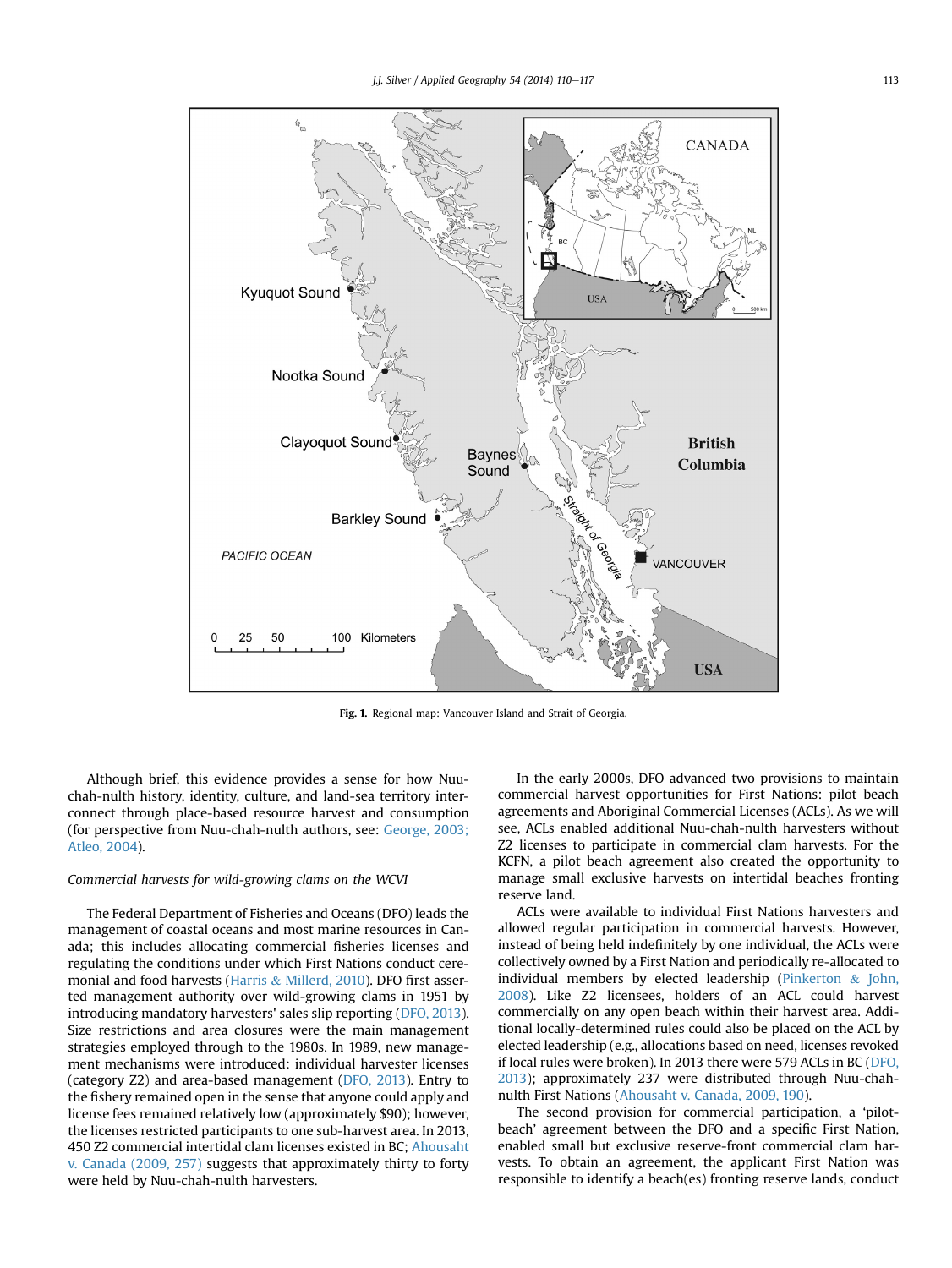Fig. 1. Regional map: Vancouver Island and Strait of Georgia.

Although brief, this evidence provides a sense for how Nuu-chah-nulth history, identity, culture, and land-sea territory interconnect through place-based resource harvest and consumption (for perspective from Nuu-chah-nulth authors, see: George, 2003; Atleo, 2004).

*Commercial harvests for wild-growing clams on the WCVI*

The Federal Department of Fisheries and Oceans (DFO) leads the management of coastal oceans and most marine resources in Canada; this includes allocating commercial fisheries licenses and regulating the conditions under which First Nations conduct ceremonial and food harvests (Harris & Millerd, 2010). DFO first asserted management authority over wild-growing clams in 1951 by introducing mandatory harvesters' sales slip reporting (DFO, 2013). Size restrictions and area closures were the main management strategies employed through to the 1980s. In 1989, new management mechanisms were introduced: individual harvester licenses (category Z2) and area-based management (DFO, 2013). Entry to the fishery remained open in the sense that anyone could apply and license fees remained relatively low (approximately $90); however, the licenses restricted participants to one sub-harvest area. In 2013, 450 Z2 commercial intertidal clam licenses existed in BC; Ahousaht v. Canada (2009, 257) suggests that approximately thirty to forty were held by Nuu-chah-nulth harvesters.

In the early 2000s, DFO advanced two provisions to maintain commercial harvest opportunities for First Nations: pilot beach agreements and Aboriginal Commercial Licenses (ACLs). As we will see, ACLs enabled additional Nuu-chah-nulth harvesters without Z2 licenses to participate in commercial clam harvests. For the KCFN, a pilot beach agreement also created the opportunity to manage small exclusive harvests on intertidal beaches fronting reserve land.

ACLs were available to individual First Nations harvesters and allowed regular participation in commercial harvests. However, instead of being held indefinitely by one individual, the ACLs were collectively owned by a First Nation and periodically re-allocated to individual members by elected leadership (Pinkerton & John, 2008). Like Z2 licensees, holders of an ACL could harvest commercially on any open beach within their harvest area. Additional locally-determined rules could also be placed on the ACL by elected leadership (e.g., allocations based on need, licenses revoked if local rules were broken). In 2013 there were 579 ACLs in BC (DFO, 2013); approximately 237 were distributed through Nuu-chah-nulth First Nations (Ahousaht v. Canada, 2009, 190).

The second provision for commercial participation, a 'pilot-beach' agreement between the DFO and a specific First Nation, enabled small but exclusive reserve-front commercial clam harvests. To obtain an agreement, the applicant First Nation was responsible to identify a beach(es) fronting reserve lands, conduct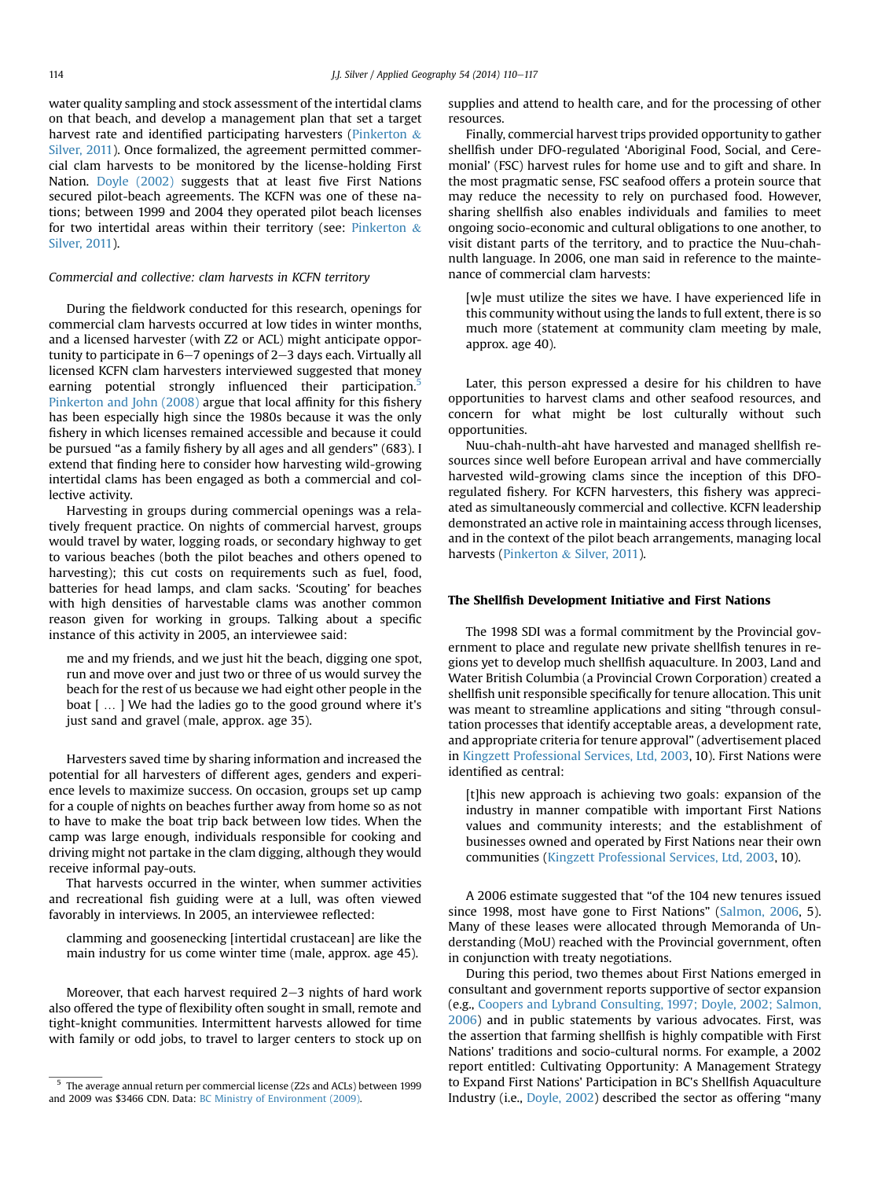water quality sampling and stock assessment of the intertidal clams on that beach, and develop a management plan that set a target harvest rate and identified participating harvesters (Pinkerton & Silver, 2011). Once formalized, the agreement permitted commercial clam harvests to be monitored by the license-holding First Nation. Doyle (2002) suggests that at least five First Nations secured pilot-beach agreements. The KCFN was one of these nations; between 1999 and 2004 they operated pilot beach licenses for two intertidal areas within their territory (see: Pinkerton & Silver, 2011).

*Commercial and collective: clam harvests in KCFN territory*

During the fieldwork conducted for this research, openings for commercial clam harvests occurred at low tides in winter months, and a licensed harvester (with Z2 or ACL) might anticipate opportunity to participate in 6–7 openings of 2–3 days each. Virtually all licensed KCFN clam harvesters interviewed suggested that money earning potential strongly influenced their participation.[5] Pinkerton and John (2008) argue that local affinity for this fishery has been especially high since the 1980s because it was the only fishery in which licenses remained accessible and because it could be pursued "as a family fishery by all ages and all genders" (683). I extend that finding here to consider how harvesting wild-growing intertidal clams has been engaged as both a commercial and collective activity.

Harvesting in groups during commercial openings was a relatively frequent practice. On nights of commercial harvest, groups would travel by water, logging roads, or secondary highway to get to various beaches (both the pilot beaches and others opened to harvesting); this cut costs on requirements such as fuel, food, batteries for head lamps, and clam sacks. 'Scouting' for beaches with high densities of harvestable clams was another common reason given for working in groups. Talking about a specific instance of this activity in 2005, an interviewee said:

> me and my friends, and we just hit the beach, digging one spot, run and move over and just two or three of us would survey the beach for the rest of us because we had eight other people in the boat [ … ] We had the ladies go to the good ground where it's just sand and gravel (male, approx. age 35).

Harvesters saved time by sharing information and increased the potential for all harvesters of different ages, genders and experience levels to maximize success. On occasion, groups set up camp for a couple of nights on beaches further away from home so as not to have to make the boat trip back between low tides. When the camp was large enough, individuals responsible for cooking and driving might not partake in the clam digging, although they would receive informal pay-outs.

That harvests occurred in the winter, when summer activities and recreational fish guiding were at a lull, was often viewed favorably in interviews. In 2005, an interviewee reflected:

> clamming and goosenecking [intertidal crustacean] are like the main industry for us come winter time (male, approx. age 45).

Moreover, that each harvest required 2–3 nights of hard work also offered the type of flexibility often sought in small, remote and tight-knight communities. Intermittent harvests allowed for time with family or odd jobs, to travel to larger centers to stock up on supplies and attend to health care, and for the processing of other resources.

Finally, commercial harvest trips provided opportunity to gather shellfish under DFO-regulated 'Aboriginal Food, Social, and Ceremonial' (FSC) harvest rules for home use and to gift and share. In the most pragmatic sense, FSC seafood offers a protein source that may reduce the necessity to rely on purchased food. However, sharing shellfish also enables individuals and families to meet ongoing socio-economic and cultural obligations to one another, to visit distant parts of the territory, and to practice the Nuu-chah-nulth language. In 2006, one man said in reference to the maintenance of commercial clam harvests:

> [w]e must utilize the sites we have. I have experienced life in this community without using the lands to full extent, there is so much more (statement at community clam meeting by male, approx. age 40).

Later, this person expressed a desire for his children to have opportunities to harvest clams and other seafood resources, and concern for what might be lost culturally without such opportunities.

Nuu-chah-nulth-aht have harvested and managed shellfish resources since well before European arrival and have commercially harvested wild-growing clams since the inception of this DFO-regulated fishery. For KCFN harvesters, this fishery was appreciated as simultaneously commercial and collective. KCFN leadership demonstrated an active role in maintaining access through licenses, and in the context of the pilot beach arrangements, managing local harvests (Pinkerton & Silver, 2011).

## The Shellfish Development Initiative and First Nations

The 1998 SDI was a formal commitment by the Provincial government to place and regulate new private shellfish tenures in regions yet to develop much shellfish aquaculture. In 2003, Land and Water British Columbia (a Provincial Crown Corporation) created a shellfish unit responsible specifically for tenure allocation. This unit was meant to streamline applications and siting "through consultation processes that identify acceptable areas, a development rate, and appropriate criteria for tenure approval" (advertisement placed in Kingzett Professional Services, Ltd, 2003, 10). First Nations were identified as central:

> [t]his new approach is achieving two goals: expansion of the industry in manner compatible with important First Nations values and community interests; and the establishment of businesses owned and operated by First Nations near their own communities (Kingzett Professional Services, Ltd, 2003, 10).

A 2006 estimate suggested that "of the 104 new tenures issued since 1998, most have gone to First Nations" (Salmon, 2006, 5). Many of these leases were allocated through Memoranda of Understanding (MoU) reached with the Provincial government, often in conjunction with treaty negotiations.

During this period, two themes about First Nations emerged in consultant and government reports supportive of sector expansion (e.g., Coopers and Lybrand Consulting, 1997; Doyle, 2002; Salmon, 2006) and in public statements by various advocates. First, was the assertion that farming shellfish is highly compatible with First Nations' traditions and socio-cultural norms. For example, a 2002 report entitled: Cultivating Opportunity: A Management Strategy to Expand First Nations' Participation in BC's Shellfish Aquaculture Industry (i.e., Doyle, 2002) described the sector as offering "many

[5] The average annual return per commercial license (Z2s and ACLs) between 1999 and 2009 was $3466 CDN. Data: BC Ministry of Environment (2009).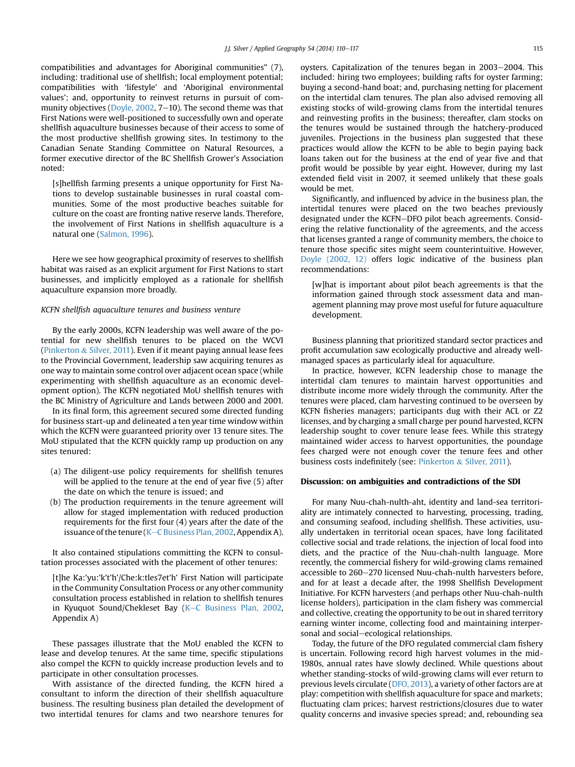compatibilities and advantages for Aboriginal communities" (7), including: traditional use of shellfish; local employment potential; compatibilities with 'lifestyle' and 'Aboriginal environmental values'; and, opportunity to reinvest returns in pursuit of community objectives (Doyle, 2002, 7–10). The second theme was that First Nations were well-positioned to successfully own and operate shellfish aquaculture businesses because of their access to some of the most productive shellfish growing sites. In testimony to the Canadian Senate Standing Committee on Natural Resources, a former executive director of the BC Shellfish Grower's Association noted:

> [s]hellfish farming presents a unique opportunity for First Nations to develop sustainable businesses in rural coastal communities. Some of the most productive beaches suitable for culture on the coast are fronting native reserve lands. Therefore, the involvement of First Nations in shellfish aquaculture is a natural one (Salmon, 1996).

Here we see how geographical proximity of reserves to shellfish habitat was raised as an explicit argument for First Nations to start businesses, and implicitly employed as a rationale for shellfish aquaculture expansion more broadly.

*KCFN shellfish aquaculture tenures and business venture*

By the early 2000s, KCFN leadership was well aware of the potential for new shellfish tenures to be placed on the WCVI (Pinkerton & Silver, 2011). Even if it meant paying annual lease fees to the Provincial Government, leadership saw acquiring tenures as one way to maintain some control over adjacent ocean space (while experimenting with shellfish aquaculture as an economic development option). The KCFN negotiated MoU shellfish tenures with the BC Ministry of Agriculture and Lands between 2000 and 2001.

In its final form, this agreement secured some directed funding for business start-up and delineated a ten year time window within which the KCFN were guaranteed priority over 13 tenure sites. The MoU stipulated that the KCFN quickly ramp up production on any sites tenured:

> (a) The diligent-use policy requirements for shellfish tenures will be applied to the tenure at the end of year five (5) after the date on which the tenure is issued; and
> (b) The production requirements in the tenure agreement will allow for staged implementation with reduced production requirements for the first four (4) years after the date of the issuance of the tenure (K–C Business Plan, 2002, Appendix A).

It also contained stipulations committing the KCFN to consultation processes associated with the placement of other tenures:

> [t]he Ka:'yu:'k't'h'/Che:k:tles7et'h' First Nation will participate in the Community Consultation Process or any other community consultation process established in relation to shellfish tenures in Kyuquot Sound/Chekleset Bay (K–C Business Plan, 2002, Appendix A)

These passages illustrate that the MoU enabled the KCFN to lease and develop tenures. At the same time, specific stipulations also compel the KCFN to quickly increase production levels and to participate in other consultation processes.

With assistance of the directed funding, the KCFN hired a consultant to inform the direction of their shellfish aquaculture business. The resulting business plan detailed the development of two intertidal tenures for clams and two nearshore tenures for oysters. Capitalization of the tenures began in 2003–2004. This included: hiring two employees; building rafts for oyster farming; buying a second-hand boat; and, purchasing netting for placement on the intertidal clam tenures. The plan also advised removing all existing stocks of wild-growing clams from the intertidal tenures and reinvesting profits in the business; thereafter, clam stocks on the tenures would be sustained through the hatchery-produced juveniles. Projections in the business plan suggested that these practices would allow the KCFN to be able to begin paying back loans taken out for the business at the end of year five and that profit would be possible by year eight. However, during my last extended field visit in 2007, it seemed unlikely that these goals would be met.

Significantly, and influenced by advice in the business plan, the intertidal tenures were placed on the two beaches previously designated under the KCFN–DFO pilot beach agreements. Considering the relative functionality of the agreements, and the access that licenses granted a range of community members, the choice to tenure those specific sites might seem counterintuitive. However, Doyle (2002, 12) offers logic indicative of the business plan recommendations:

> [w]hat is important about pilot beach agreements is that the information gained through stock assessment data and management planning may prove most useful for future aquaculture development.

Business planning that prioritized standard sector practices and profit accumulation saw ecologically productive and already well-managed spaces as particularly ideal for aquaculture.

In practice, however, KCFN leadership chose to manage the intertidal clam tenures to maintain harvest opportunities and distribute income more widely through the community. After the tenures were placed, clam harvesting continued to be overseen by KCFN fisheries managers; participants dug with their ACL or Z2 licenses, and by charging a small charge per pound harvested, KCFN leadership sought to cover tenure lease fees. While this strategy maintained wider access to harvest opportunities, the poundage fees charged were not enough cover the tenure fees and other business costs indefinitely (see: Pinkerton & Silver, 2011).

## Discussion: on ambiguities and contradictions of the SDI

For many Nuu-chah-nulth-aht, identity and land-sea territoriality are intimately connected to harvesting, processing, trading, and consuming seafood, including shellfish. These activities, usually undertaken in territorial ocean spaces, have long facilitated collective social and trade relations, the injection of local food into diets, and the practice of the Nuu-chah-nulth language. More recently, the commercial fishery for wild-growing clams remained accessible to 260–270 licensed Nuu-chah-nulth harvesters before, and for at least a decade after, the 1998 Shellfish Development Initiative. For KCFN harvesters (and perhaps other Nuu-chah-nulth license holders), participation in the clam fishery was commercial and collective, creating the opportunity to be out in shared territory earning winter income, collecting food and maintaining interpersonal and social–ecological relationships.

Today, the future of the DFO regulated commercial clam fishery is uncertain. Following record high harvest volumes in the mid-1980s, annual rates have slowly declined. While questions about whether standing-stocks of wild-growing clams will ever return to previous levels circulate (DFO, 2013), a variety of other factors are at play: competition with shellfish aquaculture for space and markets; fluctuating clam prices; harvest restrictions/closures due to water quality concerns and invasive species spread; and, rebounding sea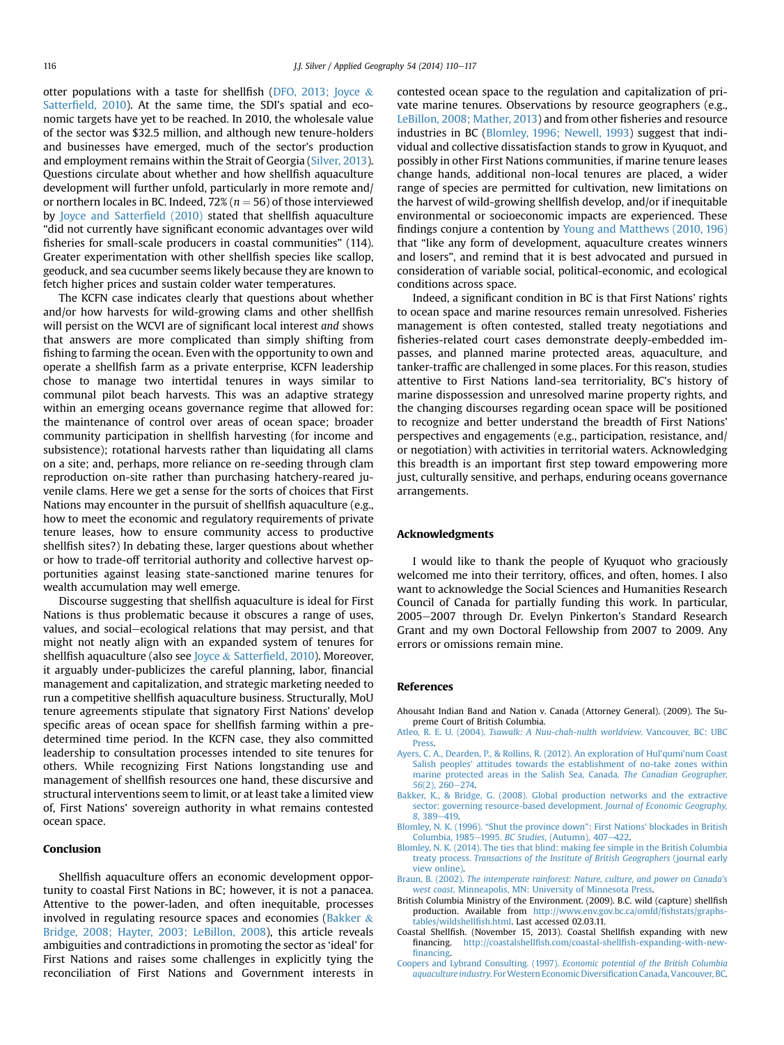otter populations with a taste for shellfish (DFO, 2013; Joyce & Satterfield, 2010). At the same time, the SDI's spatial and economic targets have yet to be reached. In 2010, the wholesale value of the sector was $32.5 million, and although new tenure-holders and businesses have emerged, much of the sector's production and employment remains within the Strait of Georgia (Silver, 2013). Questions circulate about whether and how shellfish aquaculture development will further unfold, particularly in more remote and/or northern locales in BC. Indeed, 72% ($n = 56$) of those interviewed by Joyce and Satterfield (2010) stated that shellfish aquaculture "did not currently have significant economic advantages over wild fisheries for small-scale producers in coastal communities" (114). Greater experimentation with other shellfish species like scallop, geoduck, and sea cucumber seems likely because they are known to fetch higher prices and sustain colder water temperatures.

The KCFN case indicates clearly that questions about whether and/or how harvests for wild-growing clams and other shellfish will persist on the WCVI are of significant local interest *and* shows that answers are more complicated than simply shifting from fishing to farming the ocean. Even with the opportunity to own and operate a shellfish farm as a private enterprise, KCFN leadership chose to manage two intertidal tenures in ways similar to communal pilot beach harvests. This was an adaptive strategy within an emerging oceans governance regime that allowed for: the maintenance of control over areas of ocean space; broader community participation in shellfish harvesting (for income and subsistence); rotational harvests rather than liquidating all clams on a site; and, perhaps, more reliance on re-seeding through clam reproduction on-site rather than purchasing hatchery-reared juvenile clams. Here we get a sense for the sorts of choices that First Nations may encounter in the pursuit of shellfish aquaculture (e.g., how to meet the economic and regulatory requirements of private tenure leases, how to ensure community access to productive shellfish sites?) In debating these, larger questions about whether or how to trade-off territorial authority and collective harvest opportunities against leasing state-sanctioned marine tenures for wealth accumulation may well emerge.

Discourse suggesting that shellfish aquaculture is ideal for First Nations is thus problematic because it obscures a range of uses, values, and social–ecological relations that may persist, and that might not neatly align with an expanded system of tenures for shellfish aquaculture (also see Joyce & Satterfield, 2010). Moreover, it arguably under-publicizes the careful planning, labor, financial management and capitalization, and strategic marketing needed to run a competitive shellfish aquaculture business. Structurally, MoU tenure agreements stipulate that signatory First Nations' develop specific areas of ocean space for shellfish farming within a predetermined time period. In the KCFN case, they also committed leadership to consultation processes intended to site tenures for others. While recognizing First Nations longstanding use and management of shellfish resources one hand, these discursive and structural interventions seem to limit, or at least take a limited view of, First Nations' sovereign authority in what remains contested ocean space.

## Conclusion

Shellfish aquaculture offers an economic development opportunity to coastal First Nations in BC; however, it is not a panacea. Attentive to the power-laden, and often inequitable, processes involved in regulating resource spaces and economies (Bakker & Bridge, 2008; Hayter, 2003; LeBillon, 2008), this article reveals ambiguities and contradictions in promoting the sector as 'ideal' for First Nations and raises some challenges in explicitly tying the reconciliation of First Nations and Government interests in contested ocean space to the regulation and capitalization of private marine tenures. Observations by resource geographers (e.g., LeBillon, 2008; Mather, 2013) and from other fisheries and resource industries in BC (Blomley, 1996; Newell, 1993) suggest that individual and collective dissatisfaction stands to grow in Kyuquot, and possibly in other First Nations communities, if marine tenure leases change hands, additional non-local tenures are placed, a wider range of species are permitted for cultivation, new limitations on the harvest of wild-growing shellfish develop, and/or if inequitable environmental or socioeconomic impacts are experienced. These findings conjure a contention by Young and Matthews (2010, 196) that "like any form of development, aquaculture creates winners and losers", and remind that it is best advocated and pursued in consideration of variable social, political-economic, and ecological conditions across space.

Indeed, a significant condition in BC is that First Nations' rights to ocean space and marine resources remain unresolved. Fisheries management is often contested, stalled treaty negotiations and fisheries-related court cases demonstrate deeply-embedded impasses, and planned marine protected areas, aquaculture, and tanker-traffic are challenged in some places. For this reason, studies attentive to First Nations land-sea territoriality, BC's history of marine dispossession and unresolved marine property rights, and the changing discourses regarding ocean space will be positioned to recognize and better understand the breadth of First Nations' perspectives and engagements (e.g., participation, resistance, and/or negotiation) with activities in territorial waters. Acknowledging this breadth is an important first step toward empowering more just, culturally sensitive, and perhaps, enduring oceans governance arrangements.

## Acknowledgments

I would like to thank the people of Kyuquot who graciously welcomed me into their territory, offices, and often, homes. I also want to acknowledge the Social Sciences and Humanities Research Council of Canada for partially funding this work. In particular, 2005–2007 through Dr. Evelyn Pinkerton's Standard Research Grant and my own Doctoral Fellowship from 2007 to 2009. Any errors or omissions remain mine.

## References

Ahousaht Indian Band and Nation v. Canada (Attorney General). (2009). The Supreme Court of British Columbia.

Atleo, R. E. U. (2004). *Tsawalk: A Nuu-chah-nulth worldview*. Vancouver, BC: UBC Press.

Ayers, C. A., Dearden, P., & Rollins, R. (2012). An exploration of Hul'qumi'num Coast Salish peoples' attitudes towards the establishment of no-take zones within marine protected areas in the Salish Sea, Canada. *The Canadian Geographer, 56*(2), 260–274.

Bakker, K., & Bridge, G. (2008). Global production networks and the extractive sector: governing resource-based development. *Journal of Economic Geography, 8*, 389–419.

Blomley, N. K. (1996). "Shut the province down": First Nations' blockades in British Columbia, 1985–1995. *BC Studies*, (Autumn), 407–422.

Blomley, N. K. (2014). The ties that blind: making fee simple in the British Columbia treaty process. *Transactions of the Institute of British Geographers* (journal early view online).

Braun, B. (2002). *The intemperate rainforest: Nature, culture, and power on Canada's west coast*. Minneapolis, MN: University of Minnesota Press.

British Columbia Ministry of the Environment. (2009). B.C. wild (capture) shellfish production. Available from http://www.env.gov.bc.ca/omfd/fishstats/graphs-tables/wildshellfish.html. Last accessed 02.03.11.

Coastal Shellfish. (November 15, 2013). Coastal Shellfish expanding with new financing. http://coastalshellfish.com/coastal-shellfish-expanding-with-new-financing.

Coopers and Lybrand Consulting. (1997). *Economic potential of the British Columbia aquaculture industry*. For Western Economic Diversification Canada, Vancouver, BC.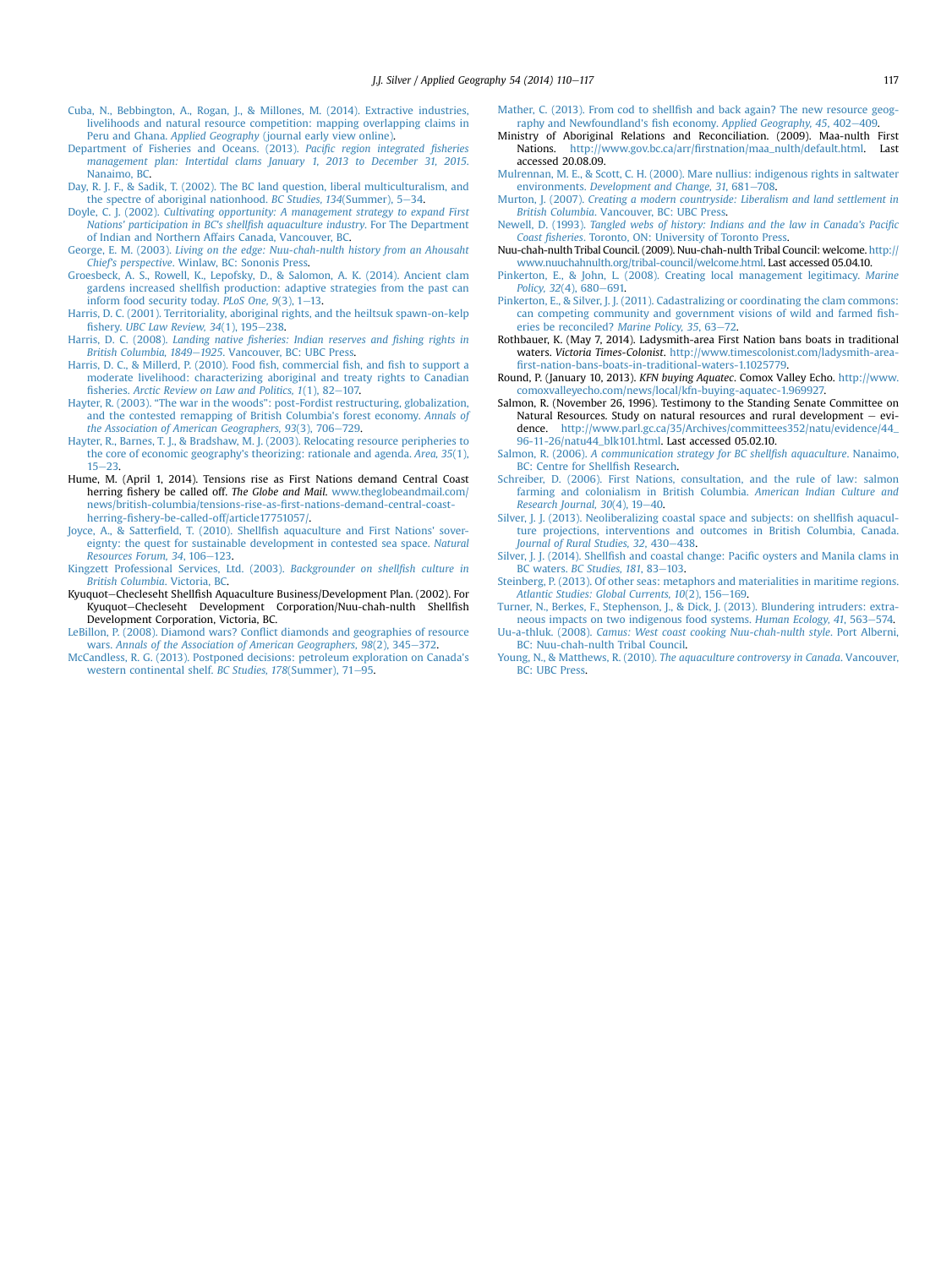Cuba, N., Bebbington, A., Rogan, J., & Millones, M. (2014). Extractive industries, livelihoods and natural resource competition: mapping overlapping claims in Peru and Ghana. *Applied Geography* (journal early view online).

Department of Fisheries and Oceans. (2013). *Pacific region integrated fisheries management plan: Intertidal clams January 1, 2013 to December 31, 2015*. Nanaimo, BC.

Day, R. J. F., & Sadik, T. (2002). The BC land question, liberal multiculturalism, and the spectre of aboriginal nationhood. *BC Studies, 134*(Summer), 5–34.

Doyle, C. J. (2002). *Cultivating opportunity: A management strategy to expand First Nations' participation in BC's shellfish aquaculture industry*. For The Department of Indian and Northern Affairs Canada, Vancouver, BC.

George, E. M. (2003). *Living on the edge: Nuu-chah-nulth history from an Ahousaht Chief's perspective*. Winlaw, BC: Sononis Press.

Groesbeck, A. S., Rowell, K., Lepofsky, D., & Salomon, A. K. (2014). Ancient clam gardens increased shellfish production: adaptive strategies from the past can inform food security today. *PLoS One, 9*(3), 1–13.

Harris, D. C. (2001). Territoriality, aboriginal rights, and the heiltsuk spawn-on-kelp fishery. *UBC Law Review, 34*(1), 195–238.

Harris, D. C. (2008). *Landing native fisheries: Indian reserves and fishing rights in British Columbia, 1849–1925*. Vancouver, BC: UBC Press.

Harris, D. C., & Millerd, P. (2010). Food fish, commercial fish, and fish to support a moderate livelihood: characterizing aboriginal and treaty rights to Canadian fisheries. *Arctic Review on Law and Politics, 1*(1), 82–107.

Hayter, R. (2003). "The war in the woods": post-Fordist restructuring, globalization, and the contested remapping of British Columbia's forest economy. *Annals of the Association of American Geographers, 93*(3), 706–729.

Hayter, R., Barnes, T. J., & Bradshaw, M. J. (2003). Relocating resource peripheries to the core of economic geography's theorizing: rationale and agenda. *Area, 35*(1), 15–23.

Hume, M. (April 1, 2014). Tensions rise as First Nations demand Central Coast herring fishery be called off. *The Globe and Mail*. www.theglobeandmail.com/news/british-columbia/tensions-rise-as-first-nations-demand-central-coast-herring-fishery-be-called-off/article17751057/.

Joyce, A., & Satterfield, T. (2010). Shellfish aquaculture and First Nations' sovereignty: the quest for sustainable development in contested sea space. *Natural Resources Forum, 34*, 106–123.

Kingzett Professional Services, Ltd. (2003). *Backgrounder on shellfish culture in British Columbia*. Victoria, BC.

Kyuquot–Checleseht Shellfish Aquaculture Business/Development Plan. (2002). For Kyuquot–Checleseht Development Corporation/Nuu-chah-nulth Shellfish Development Corporation, Victoria, BC.

LeBillon, P. (2008). Diamond wars? Conflict diamonds and geographies of resource wars. *Annals of the Association of American Geographers, 98*(2), 345–372.

McCandless, R. G. (2013). Postponed decisions: petroleum exploration on Canada's western continental shelf. *BC Studies, 178*(Summer), 71–95.

Mather, C. (2013). From cod to shellfish and back again? The new resource geography and Newfoundland's fish economy. *Applied Geography, 45*, 402–409.

Ministry of Aboriginal Relations and Reconciliation. (2009). Maa-nulth First Nations. http://www.gov.bc.ca/arr/firstnation/maa_nulth/default.html. Last accessed 20.08.09.

Mulrennan, M. E., & Scott, C. H. (2000). Mare nullius: indigenous rights in saltwater environments. *Development and Change, 31*, 681–708.

Murton, J. (2007). *Creating a modern countryside: Liberalism and land settlement in British Columbia*. Vancouver, BC: UBC Press.

Newell, D. (1993). *Tangled webs of history: Indians and the law in Canada's Pacific Coast fisheries*. Toronto, ON: University of Toronto Press.

Nuu-chah-nulth Tribal Council. (2009). Nuu-chah-nulth Tribal Council: welcome. http://www.nuuchahnulth.org/tribal-council/welcome.html. Last accessed 05.04.10.

Pinkerton, E., & John, L. (2008). Creating local management legitimacy. *Marine Policy, 32*(4), 680–691.

Pinkerton, E., & Silver, J. J. (2011). Cadastralizing or coordinating the clam commons: can competing community and government visions of wild and farmed fisheries be reconciled? *Marine Policy, 35*, 63–72.

Rothbauer, K. (May 7, 2014). Ladysmith-area First Nation bans boats in traditional waters. *Victoria Times-Colonist*. http://www.timescolonist.com/ladysmith-area-first-nation-bans-boats-in-traditional-waters-1.1025779.

Round, P. (January 10, 2013). *KFN buying Aquatec*. Comox Valley Echo. http://www.comoxvalleyecho.com/news/local/kfn-buying-aquatec-1.969927.

Salmon, R. (November 26, 1996). Testimony to the Standing Senate Committee on Natural Resources. Study on natural resources and rural development – evidence. http://www.parl.gc.ca/35/Archives/committees352/natu/evidence/44_96-11-26/natu44_blk101.html. Last accessed 05.02.10.

Salmon, R. (2006). *A communication strategy for BC shellfish aquaculture*. Nanaimo, BC: Centre for Shellfish Research.

Schreiber, D. (2006). First Nations, consultation, and the rule of law: salmon farming and colonialism in British Columbia. *American Indian Culture and Research Journal, 30*(4), 19–40.

Silver, J. J. (2013). Neoliberalizing coastal space and subjects: on shellfish aquaculture projections, interventions and outcomes in British Columbia, Canada. *Journal of Rural Studies, 32*, 430–438.

Silver, J. J. (2014). Shellfish and coastal change: Pacific oysters and Manila clams in BC waters. *BC Studies, 181*, 83–103.

Steinberg, P. (2013). Of other seas: metaphors and materialities in maritime regions. *Atlantic Studies: Global Currents, 10*(2), 156–169.

Turner, N., Berkes, F., Stephenson, J., & Dick, J. (2013). Blundering intruders: extraneous impacts on two indigenous food systems. *Human Ecology, 41*, 563–574.

Uu-a-thluk. (2008). *Camus: West coast cooking Nuu-chah-nulth style*. Port Alberni, BC: Nuu-chah-nulth Tribal Council.

Young, N., & Matthews, R. (2010). *The aquaculture controversy in Canada*. Vancouver, BC: UBC Press.